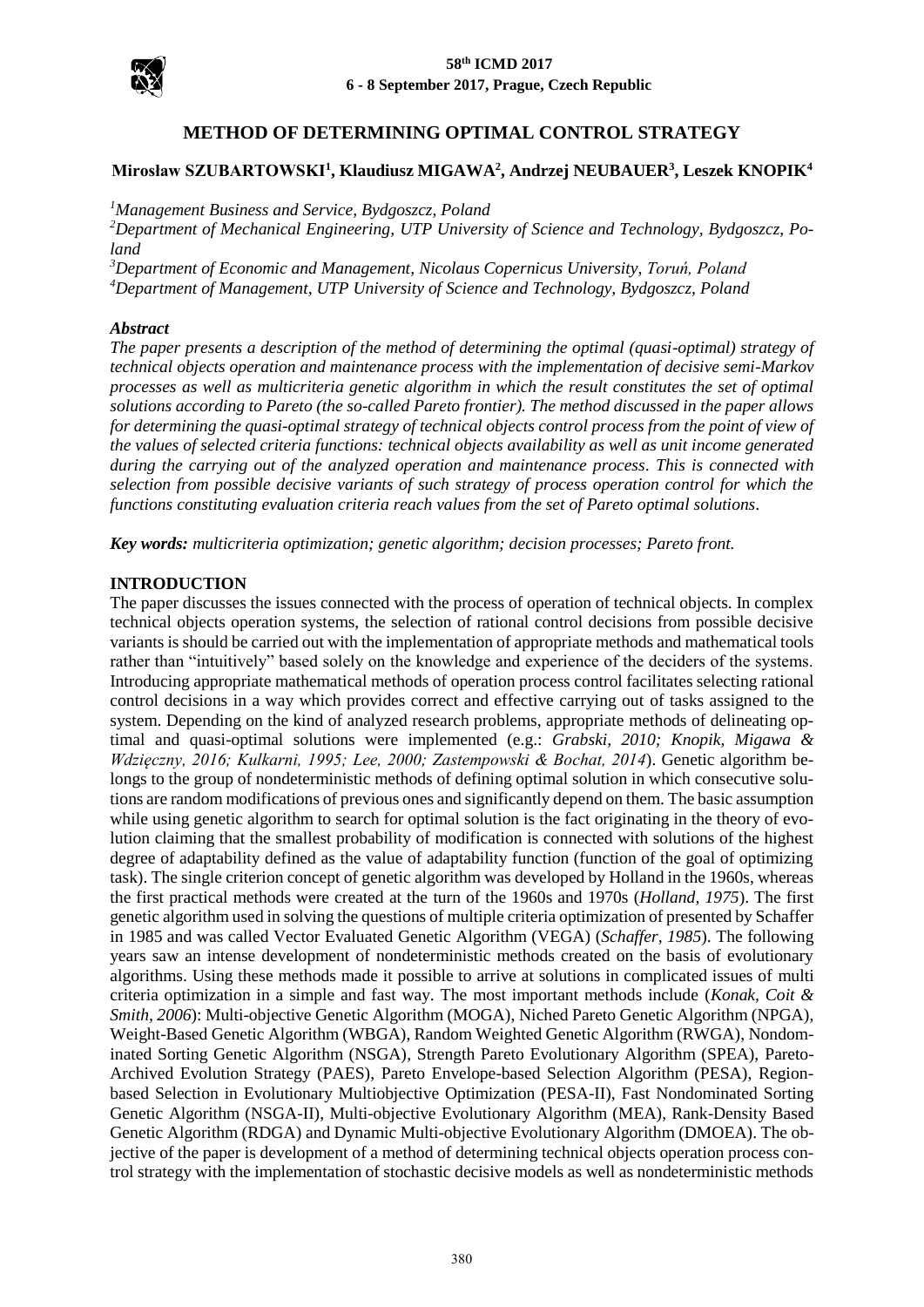# METHOD OF DETERMINING OPTIMAL CONTROL STRATEGY

**Mirosław SZUBARTOWSKI[1], Klaudiusz MIGAWA[2], Andrzej NEUBAUER[3], Leszek KNOPIK[4]**

*[1]Management Business and Service, Bydgoszcz, Poland*
*[2]Department of Mechanical Engineering, UTP University of Science and Technology, Bydgoszcz, Poland*
*[3]Department of Economic and Management, Nicolaus Copernicus University, Toruń, Poland*
*[4]Department of Management, UTP University of Science and Technology, Bydgoszcz, Poland*

### *Abstract*

*The paper presents a description of the method of determining the optimal (quasi-optimal) strategy of technical objects operation and maintenance process with the implementation of decisive semi-Markov processes as well as multicriteria genetic algorithm in which the result constitutes the set of optimal solutions according to Pareto (the so-called Pareto frontier). The method discussed in the paper allows for determining the quasi-optimal strategy of technical objects control process from the point of view of the values of selected criteria functions: technical objects availability as well as unit income generated during the carrying out of the analyzed operation and maintenance process. This is connected with selection from possible decisive variants of such strategy of process operation control for which the functions constituting evaluation criteria reach values from the set of Pareto optimal solutions.*

***Key words:*** *multicriteria optimization; genetic algorithm; decision processes; Pareto front.*

## INTRODUCTION

The paper discusses the issues connected with the process of operation of technical objects. In complex technical objects operation systems, the selection of rational control decisions from possible decisive variants is should be carried out with the implementation of appropriate methods and mathematical tools rather than "intuitively" based solely on the knowledge and experience of the deciders of the systems. Introducing appropriate mathematical methods of operation process control facilitates selecting rational control decisions in a way which provides correct and effective carrying out of tasks assigned to the system. Depending on the kind of analyzed research problems, appropriate methods of delineating optimal and quasi-optimal solutions were implemented (e.g.: *Grabski, 2010; Knopik, Migawa & Wdzięczny, 2016; Kulkarni, 1995; Lee, 2000; Zastempowski & Bochat, 2014*). Genetic algorithm belongs to the group of nondeterministic methods of defining optimal solution in which consecutive solutions are random modifications of previous ones and significantly depend on them. The basic assumption while using genetic algorithm to search for optimal solution is the fact originating in the theory of evolution claiming that the smallest probability of modification is connected with solutions of the highest degree of adaptability defined as the value of adaptability function (function of the goal of optimizing task). The single criterion concept of genetic algorithm was developed by Holland in the 1960s, whereas the first practical methods were created at the turn of the 1960s and 1970s (*Holland, 1975*). The first genetic algorithm used in solving the questions of multiple criteria optimization of presented by Schaffer in 1985 and was called Vector Evaluated Genetic Algorithm (VEGA) (*Schaffer, 1985*). The following years saw an intense development of nondeterministic methods created on the basis of evolutionary algorithms. Using these methods made it possible to arrive at solutions in complicated issues of multi criteria optimization in a simple and fast way. The most important methods include (*Konak, Coit & Smith, 2006*): Multi-objective Genetic Algorithm (MOGA), Niched Pareto Genetic Algorithm (NPGA), Weight-Based Genetic Algorithm (WBGA), Random Weighted Genetic Algorithm (RWGA), Nondominated Sorting Genetic Algorithm (NSGA), Strength Pareto Evolutionary Algorithm (SPEA), Pareto-Archived Evolution Strategy (PAES), Pareto Envelope-based Selection Algorithm (PESA), Region-based Selection in Evolutionary Multiobjective Optimization (PESA-II), Fast Nondominated Sorting Genetic Algorithm (NSGA-II), Multi-objective Evolutionary Algorithm (MEA), Rank-Density Based Genetic Algorithm (RDGA) and Dynamic Multi-objective Evolutionary Algorithm (DMOEA). The objective of the paper is development of a method of determining technical objects operation process control strategy with the implementation of stochastic decisive models as well as nondeterministic methods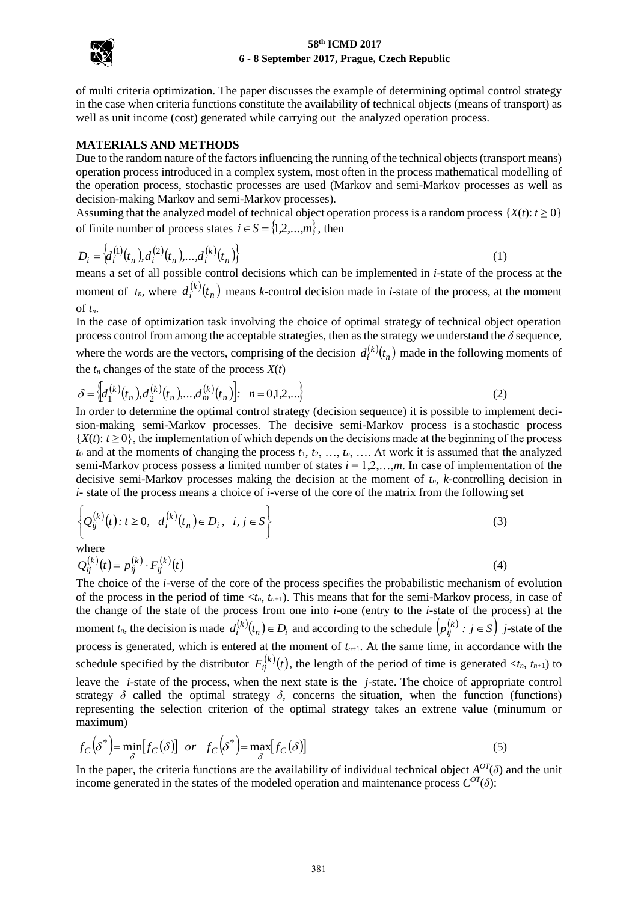of multi criteria optimization. The paper discusses the example of determining optimal control strategy in the case when criteria functions constitute the availability of technical objects (means of transport) as well as unit income (cost) generated while carrying out the analyzed operation process.

## MATERIALS AND METHODS

Due to the random nature of the factors influencing the running of the technical objects (transport means) operation process introduced in a complex system, most often in the process mathematical modelling of the operation process, stochastic processes are used (Markov and semi-Markov processes as well as decision-making Markov and semi-Markov processes).

Assuming that the analyzed model of technical object operation process is a random process $\{X(t): t \geq 0\}$ of finite number of process states $i \in S = \{1,2,\ldots,m\}$, then

$$D_i = \left\{ d_i^{(1)}(t_n), d_i^{(2)}(t_n), \ldots, d_i^{(k)}(t_n) \right\} \tag{1}$$

means a set of all possible control decisions which can be implemented in *i*-state of the process at the moment of $t_n$, where $d_i^{(k)}(t_n)$ means *k*-control decision made in *i*-state of the process, at the moment of $t_n$.

In the case of optimization task involving the choice of optimal strategy of technical object operation process control from among the acceptable strategies, then as the strategy we understand the $\delta$ sequence, where the words are the vectors, comprising of the decision $d_i^{(k)}(t_n)$ made in the following moments of the $t_n$ changes of the state of the process $X(t)$

$$\delta = \left\{ \left[ d_1^{(k)}(t_n), d_2^{(k)}(t_n), \ldots, d_m^{(k)}(t_n) \right] : \quad n = 0,1,2,\ldots \right\} \tag{2}$$

In order to determine the optimal control strategy (decision sequence) it is possible to implement decision-making semi-Markov processes. The decisive semi-Markov process is a stochastic process $\{X(t): t \geq 0\}$, the implementation of which depends on the decisions made at the beginning of the process $t_0$ and at the moments of changing the process $t_1, t_2, \ldots, t_n, \ldots$. At work it is assumed that the analyzed semi-Markov process possess a limited number of states $i = 1,2,\ldots,m$. In case of implementation of the decisive semi-Markov processes making the decision at the moment of $t_n$, *k*-controlling decision in *i*- state of the process means a choice of *i*-verse of the core of the matrix from the following set

$$\left\{ Q_{ij}^{(k)}(t): t \geq 0, \quad d_i^{(k)}(t_n) \in D_i, \quad i, j \in S \right\} \tag{3}$$

where

$$Q_{ij}^{(k)}(t) = p_{ij}^{(k)} \cdot F_{ij}^{(k)}(t) \tag{4}$$

The choice of the *i*-verse of the core of the process specifies the probabilistic mechanism of evolution of the process in the period of time $<t_n, t_{n+1})$. This means that for the semi-Markov process, in case of the change of the state of the process from one into *i*-one (entry to the *i*-state of the process) at the moment $t_n$, the decision is made $d_i^{(k)}(t_n) \in D_i$ and according to the schedule $\left( p_{ij}^{(k)} : j \in S \right)$ *j*-state of the process is generated, which is entered at the moment of $t_{n+1}$. At the same time, in accordance with the schedule specified by the distributor $F_{ij}^{(k)}(t)$, the length of the period of time is generated $<t_n, t_{n+1})$ to leave the *i*-state of the process, when the next state is the *j*-state. The choice of appropriate control strategy $\delta$ called the optimal strategy $\delta$, concerns the situation, when the function (functions) representing the selection criterion of the optimal strategy takes an extrene value (minumum or maximum)

$$f_C\left(\delta^*\right) = \min_{\delta}\left[ f_C(\delta) \right] \quad or \quad f_C\left(\delta^*\right) = \max_{\delta}\left[ f_C(\delta) \right] \tag{5}$$

In the paper, the criteria functions are the availability of individual technical object $A^{OT}(\delta)$ and the unit income generated in the states of the modeled operation and maintenance process $C^{OT}(\delta)$: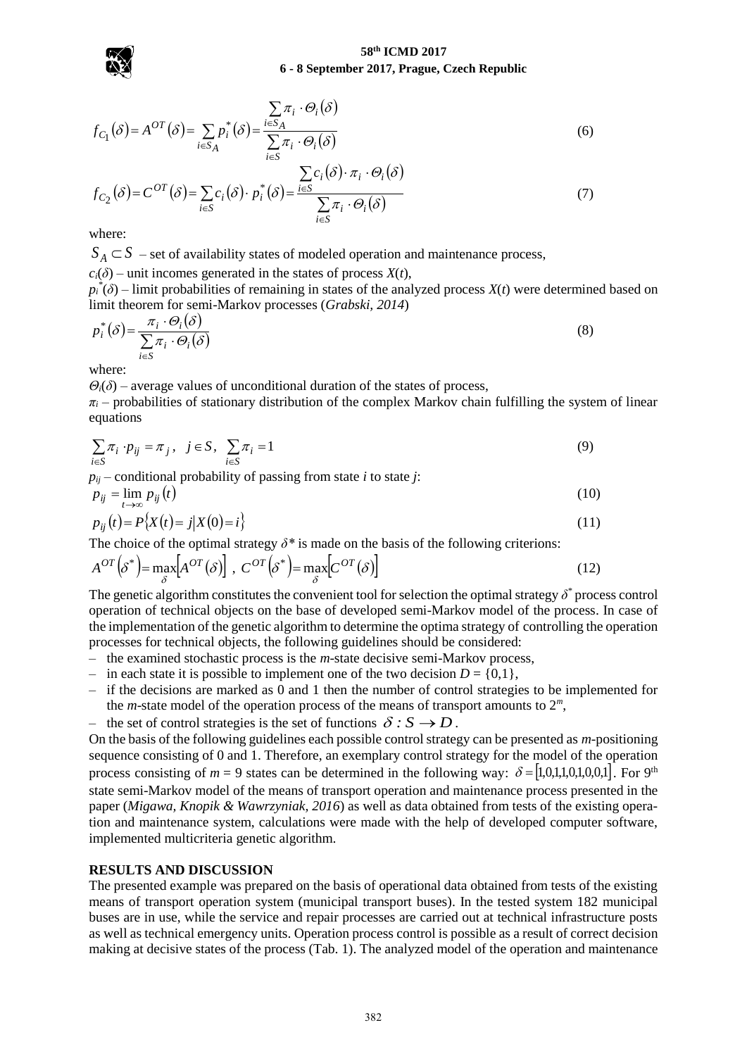$$f_{C_1}(\delta) = A^{OT}(\delta) = \sum_{i \in S_A} p_i^*(\delta) = \frac{\sum_{i \in S_A} \pi_i \cdot \Theta_i(\delta)}{\sum_{i \in S} \pi_i \cdot \Theta_i(\delta)} \tag{6}$$

$$f_{C_2}(\delta) = C^{OT}(\delta) = \sum_{i \in S} c_i(\delta) \cdot p_i^*(\delta) = \frac{\sum_{i \in S} c_i(\delta) \cdot \pi_i \cdot \Theta_i(\delta)}{\sum_{i \in S} \pi_i \cdot \Theta_i(\delta)} \tag{7}$$

where:

$S_A \subset S$ – set of availability states of modeled operation and maintenance process,

$c_i(\delta)$ – unit incomes generated in the states of process $X(t)$,

$p_i^*(\delta)$ – limit probabilities of remaining in states of the analyzed process $X(t)$ were determined based on limit theorem for semi-Markov processes (*Grabski, 2014*)

$$p_i^*(\delta) = \frac{\pi_i \cdot \Theta_i(\delta)}{\sum_{i \in S} \pi_i \cdot \Theta_i(\delta)} \tag{8}$$

where:

$\Theta_i(\delta)$ – average values of unconditional duration of the states of process,

$\pi_i$ – probabilities of stationary distribution of the complex Markov chain fulfilling the system of linear equations

$$\sum_{i \in S} \pi_i \cdot p_{ij} = \pi_j, \quad j \in S, \quad \sum_{i \in S} \pi_i = 1 \tag{9}$$

$p_{ij}$ – conditional probability of passing from state $i$ to state $j$:

$$p_{ij} = \lim_{t \to \infty} p_{ij}(t) \tag{10}$$

$$p_{ij}(t) = P\{X(t) = j | X(0) = i\} \tag{11}$$

The choice of the optimal strategy $\delta^*$ is made on the basis of the following criterions:

$$A^{OT}(\delta^*) = \max_{\delta}\left[A^{OT}(\delta)\right], \; C^{OT}(\delta^*) = \max_{\delta}\left[C^{OT}(\delta)\right] \tag{12}$$

The genetic algorithm constitutes the convenient tool for selection the optimal strategy $\delta^*$ process control operation of technical objects on the base of developed semi-Markov model of the process. In case of the implementation of the genetic algorithm to determine the optima strategy of controlling the operation processes for technical objects, the following guidelines should be considered:

- the examined stochastic process is the $m$-state decisive semi-Markov process,
- in each state it is possible to implement one of the two decision $D = \{0,1\}$,
- if the decisions are marked as 0 and 1 then the number of control strategies to be implemented for the $m$-state model of the operation process of the means of transport amounts to $2^m$,
- the set of control strategies is the set of functions $\delta : S \to D$.

On the basis of the following guidelines each possible control strategy can be presented as $m$-positioning sequence consisting of 0 and 1. Therefore, an exemplary control strategy for the model of the operation process consisting of $m = 9$ states can be determined in the following way: $\delta = [1,0,1,1,0,1,0,0,1]$. For 9th state semi-Markov model of the means of transport operation and maintenance process presented in the paper (*Migawa, Knopik & Wawrzyniak, 2016*) as well as data obtained from tests of the existing operation and maintenance system, calculations were made with the help of developed computer software, implemented multicriteria genetic algorithm.

## RESULTS AND DISCUSSION

The presented example was prepared on the basis of operational data obtained from tests of the existing means of transport operation system (municipal transport buses). In the tested system 182 municipal buses are in use, while the service and repair processes are carried out at technical infrastructure posts as well as technical emergency units. Operation process control is possible as a result of correct decision making at decisive states of the process (Tab. 1). The analyzed model of the operation and maintenance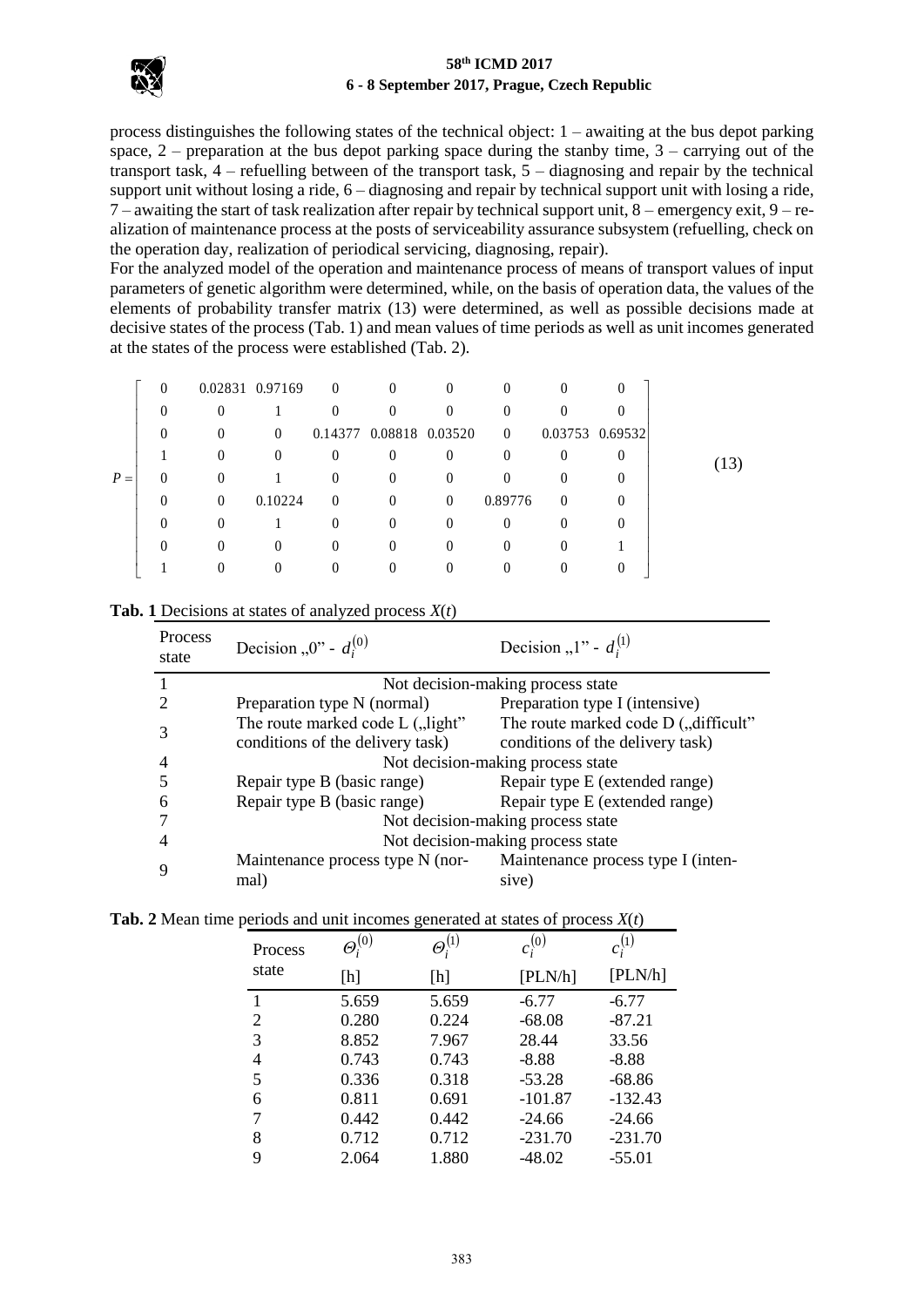process distinguishes the following states of the technical object: 1 – awaiting at the bus depot parking space, 2 – preparation at the bus depot parking space during the stanby time, 3 – carrying out of the transport task, 4 – refuelling between of the transport task, 5 – diagnosing and repair by the technical support unit without losing a ride, 6 – diagnosing and repair by technical support unit with losing a ride, 7 – awaiting the start of task realization after repair by technical support unit, 8 – emergency exit, 9 – realization of maintenance process at the posts of serviceability assurance subsystem (refuelling, check on the operation day, realization of periodical servicing, diagnosing, repair).

For the analyzed model of the operation and maintenance process of means of transport values of input parameters of genetic algorithm were determined, while, on the basis of operation data, the values of the elements of probability transfer matrix (13) were determined, as well as possible decisions made at decisive states of the process (Tab. 1) and mean values of time periods as well as unit incomes generated at the states of the process were established (Tab. 2).

$$P = \begin{bmatrix} 0 & 0.02831 & 0.97169 & 0 & 0 & 0 & 0 & 0 & 0 \\ 0 & 0 & 1 & 0 & 0 & 0 & 0 & 0 & 0 \\ 0 & 0 & 0 & 0.14377 & 0.08818 & 0.03520 & 0 & 0.03753 & 0.69532 \\ 1 & 0 & 0 & 0 & 0 & 0 & 0 & 0 & 0 \\ 0 & 0 & 1 & 0 & 0 & 0 & 0 & 0 & 0 \\ 0 & 0 & 0.10224 & 0 & 0 & 0 & 0.89776 & 0 & 0 \\ 0 & 0 & 1 & 0 & 0 & 0 & 0 & 0 & 0 \\ 0 & 0 & 0 & 0 & 0 & 0 & 0 & 0 & 1 \\ 1 & 0 & 0 & 0 & 0 & 0 & 0 & 0 & 0 \end{bmatrix} \tag{13}$$

**Tab. 1** Decisions at states of analyzed process $X(t)$

| Process state | Decision „0" - $d_i^{(0)}$ | Decision „1" - $d_i^{(1)}$ |
|---|---|---|
| 1 | Not decision-making process state | |
| 2 | Preparation type N (normal) | Preparation type I (intensive) |
| 3 | The route marked code L („light" conditions of the delivery task) | The route marked code D („difficult" conditions of the delivery task) |
| 4 | Not decision-making process state | |
| 5 | Repair type B (basic range) | Repair type E (extended range) |
| 6 | Repair type B (basic range) | Repair type E (extended range) |
| 7 | Not decision-making process state | |
| 4 | Not decision-making process state | |
| 9 | Maintenance process type N (normal) | Maintenance process type I (intensive) |

**Tab. 2** Mean time periods and unit incomes generated at states of process $X(t)$

| Process state | $\Theta_i^{(0)}$ [h] | $\Theta_i^{(1)}$ [h] | $c_i^{(0)}$ [PLN/h] | $c_i^{(1)}$ [PLN/h] |
|---|---|---|---|---|
| 1 | 5.659 | 5.659 | -6.77 | -6.77 |
| 2 | 0.280 | 0.224 | -68.08 | -87.21 |
| 3 | 8.852 | 7.967 | 28.44 | 33.56 |
| 4 | 0.743 | 0.743 | -8.88 | -8.88 |
| 5 | 0.336 | 0.318 | -53.28 | -68.86 |
| 6 | 0.811 | 0.691 | -101.87 | -132.43 |
| 7 | 0.442 | 0.442 | -24.66 | -24.66 |
| 8 | 0.712 | 0.712 | -231.70 | -231.70 |
| 9 | 2.064 | 1.880 | -48.02 | -55.01 |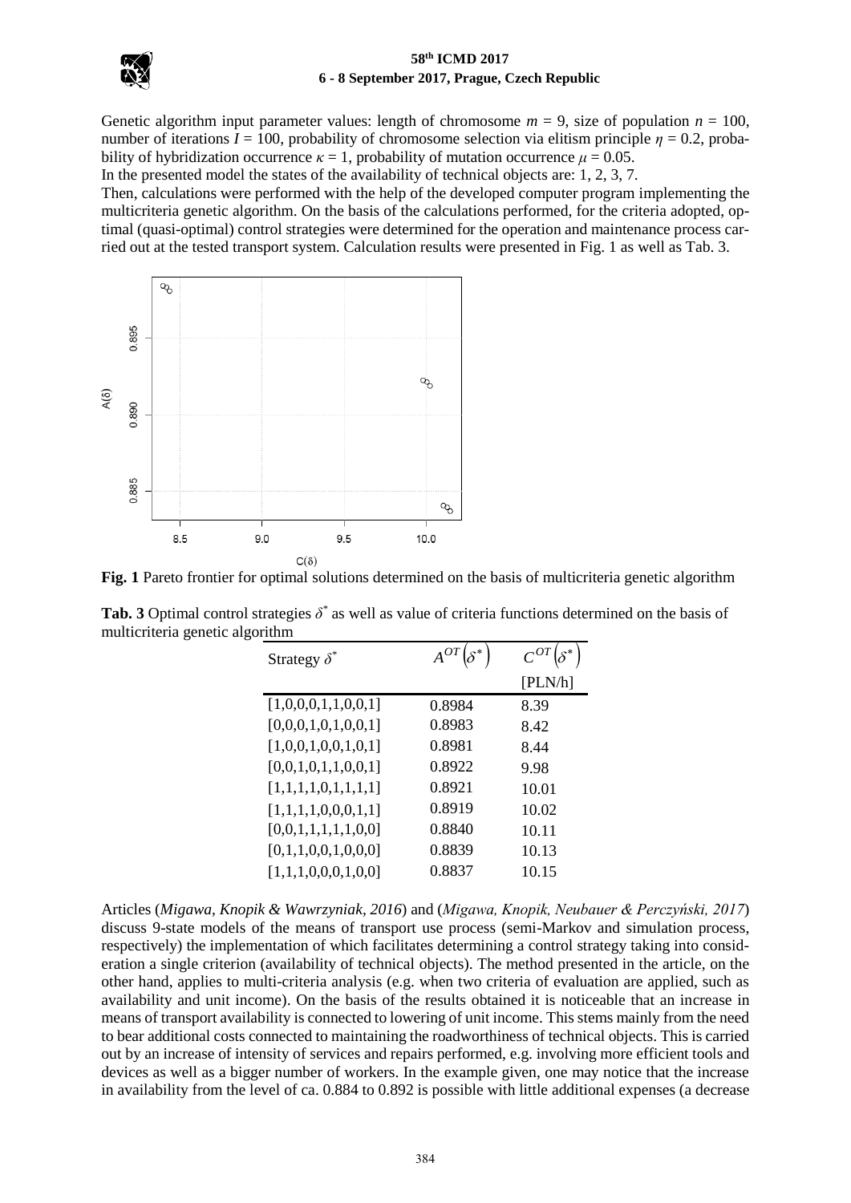Genetic algorithm input parameter values: length of chromosome $m = 9$, size of population $n = 100$, number of iterations $I = 100$, probability of chromosome selection via elitism principle $\eta = 0.2$, probability of hybridization occurrence $\kappa = 1$, probability of mutation occurrence $\mu = 0.05$.

In the presented model the states of the availability of technical objects are: 1, 2, 3, 7.

Then, calculations were performed with the help of the developed computer program implementing the multicriteria genetic algorithm. On the basis of the calculations performed, for the criteria adopted, optimal (quasi-optimal) control strategies were determined for the operation and maintenance process carried out at the tested transport system. Calculation results were presented in Fig. 1 as well as Tab. 3.

**Fig. 1** Pareto frontier for optimal solutions determined on the basis of multicriteria genetic algorithm

**Tab. 3** Optimal control strategies $\delta^*$ as well as value of criteria functions determined on the basis of multicriteria genetic algorithm

| Strategy $\delta^*$ | $A^{OT}\left(\delta^*\right)$ | $C^{OT}\left(\delta^*\right)$ [PLN/h] |
|---|---|---|
| [1,0,0,0,1,1,0,0,1] | 0.8984 | 8.39 |
| [0,0,0,1,0,1,0,0,1] | 0.8983 | 8.42 |
| [1,0,0,1,0,0,1,0,1] | 0.8981 | 8.44 |
| [0,0,1,0,1,1,0,0,1] | 0.8922 | 9.98 |
| [1,1,1,1,0,1,1,1,1] | 0.8921 | 10.01 |
| [1,1,1,1,0,0,0,1,1] | 0.8919 | 10.02 |
| [0,0,1,1,1,1,1,0,0] | 0.8840 | 10.11 |
| [0,1,1,0,0,1,0,0,0] | 0.8839 | 10.13 |
| [1,1,1,0,0,0,1,0,0] | 0.8837 | 10.15 |

Articles (*Migawa, Knopik & Wawrzyniak, 2016*) and (*Migawa, Knopik, Neubauer & Perczyński, 2017*) discuss 9-state models of the means of transport use process (semi-Markov and simulation process, respectively) the implementation of which facilitates determining a control strategy taking into consideration a single criterion (availability of technical objects). The method presented in the article, on the other hand, applies to multi-criteria analysis (e.g. when two criteria of evaluation are applied, such as availability and unit income). On the basis of the results obtained it is noticeable that an increase in means of transport availability is connected to lowering of unit income. This stems mainly from the need to bear additional costs connected to maintaining the roadworthiness of technical objects. This is carried out by an increase of intensity of services and repairs performed, e.g. involving more efficient tools and devices as well as a bigger number of workers. In the example given, one may notice that the increase in availability from the level of ca. 0.884 to 0.892 is possible with little additional expenses (a decrease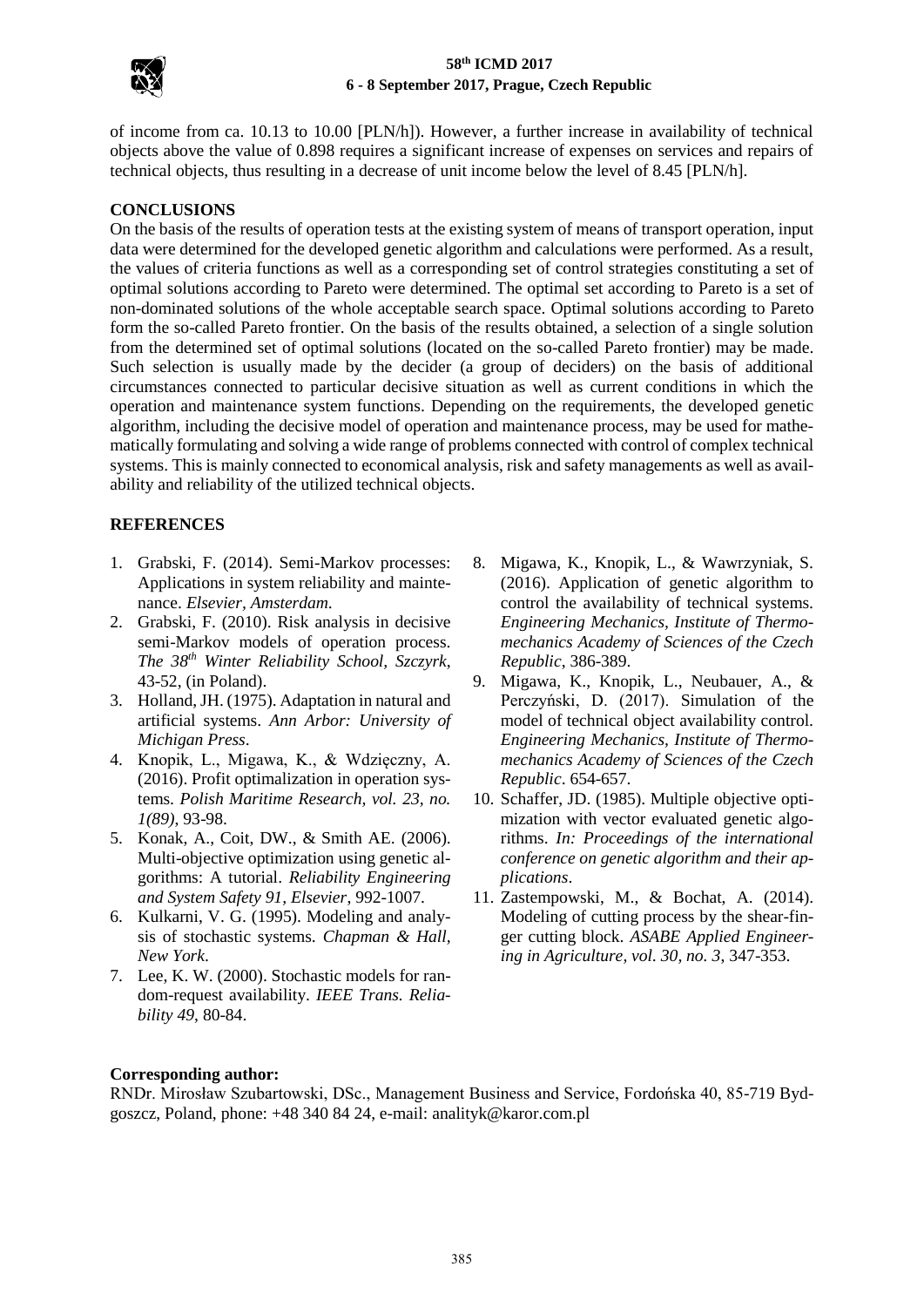of income from ca. 10.13 to 10.00 [PLN/h]). However, a further increase in availability of technical objects above the value of 0.898 requires a significant increase of expenses on services and repairs of technical objects, thus resulting in a decrease of unit income below the level of 8.45 [PLN/h].

## CONCLUSIONS

On the basis of the results of operation tests at the existing system of means of transport operation, input data were determined for the developed genetic algorithm and calculations were performed. As a result, the values of criteria functions as well as a corresponding set of control strategies constituting a set of optimal solutions according to Pareto were determined. The optimal set according to Pareto is a set of non-dominated solutions of the whole acceptable search space. Optimal solutions according to Pareto form the so-called Pareto frontier. On the basis of the results obtained, a selection of a single solution from the determined set of optimal solutions (located on the so-called Pareto frontier) may be made. Such selection is usually made by the decider (a group of deciders) on the basis of additional circumstances connected to particular decisive situation as well as current conditions in which the operation and maintenance system functions. Depending on the requirements, the developed genetic algorithm, including the decisive model of operation and maintenance process, may be used for mathematically formulating and solving a wide range of problems connected with control of complex technical systems. This is mainly connected to economical analysis, risk and safety managements as well as availability and reliability of the utilized technical objects.

## REFERENCES

1. Grabski, F. (2014). Semi-Markov processes: Applications in system reliability and maintenance. *Elsevier, Amsterdam.*
2. Grabski, F. (2010). Risk analysis in decisive semi-Markov models of operation process. *The 38th Winter Reliability School, Szczyrk*, 43-52, (in Poland).
3. Holland, JH. (1975). Adaptation in natural and artificial systems. *Ann Arbor: University of Michigan Press*.
4. Knopik, L., Migawa, K., & Wdzięczny, A. (2016). Profit optimalization in operation systems. *Polish Maritime Research, vol. 23, no. 1(89)*, 93-98.
5. Konak, A., Coit, DW., & Smith AE. (2006). Multi-objective optimization using genetic algorithms: A tutorial. *Reliability Engineering and System Safety 91, Elsevier*, 992-1007.
6. Kulkarni, V. G. (1995). Modeling and analysis of stochastic systems. *Chapman & Hall, New York*.
7. Lee, K. W. (2000). Stochastic models for random-request availability. *IEEE Trans. Reliability 49*, 80-84.
8. Migawa, K., Knopik, L., & Wawrzyniak, S. (2016). Application of genetic algorithm to control the availability of technical systems. *Engineering Mechanics, Institute of Thermomechanics Academy of Sciences of the Czech Republic*, 386-389.
9. Migawa, K., Knopik, L., Neubauer, A., & Perczyński, D. (2017). Simulation of the model of technical object availability control. *Engineering Mechanics, Institute of Thermomechanics Academy of Sciences of the Czech Republic*. 654-657.
10. Schaffer, JD. (1985). Multiple objective optimization with vector evaluated genetic algorithms. *In: Proceedings of the international conference on genetic algorithm and their applications*.
11. Zastempowski, M., & Bochat, A. (2014). Modeling of cutting process by the shear-finger cutting block. *ASABE Applied Engineering in Agriculture, vol. 30, no. 3*, 347-353.

**Corresponding author:**

RNDr. Mirosław Szubartowski, DSc., Management Business and Service, Fordońska 40, 85-719 Bydgoszcz, Poland, phone: +48 340 84 24, e-mail: analityk@karor.com.pl